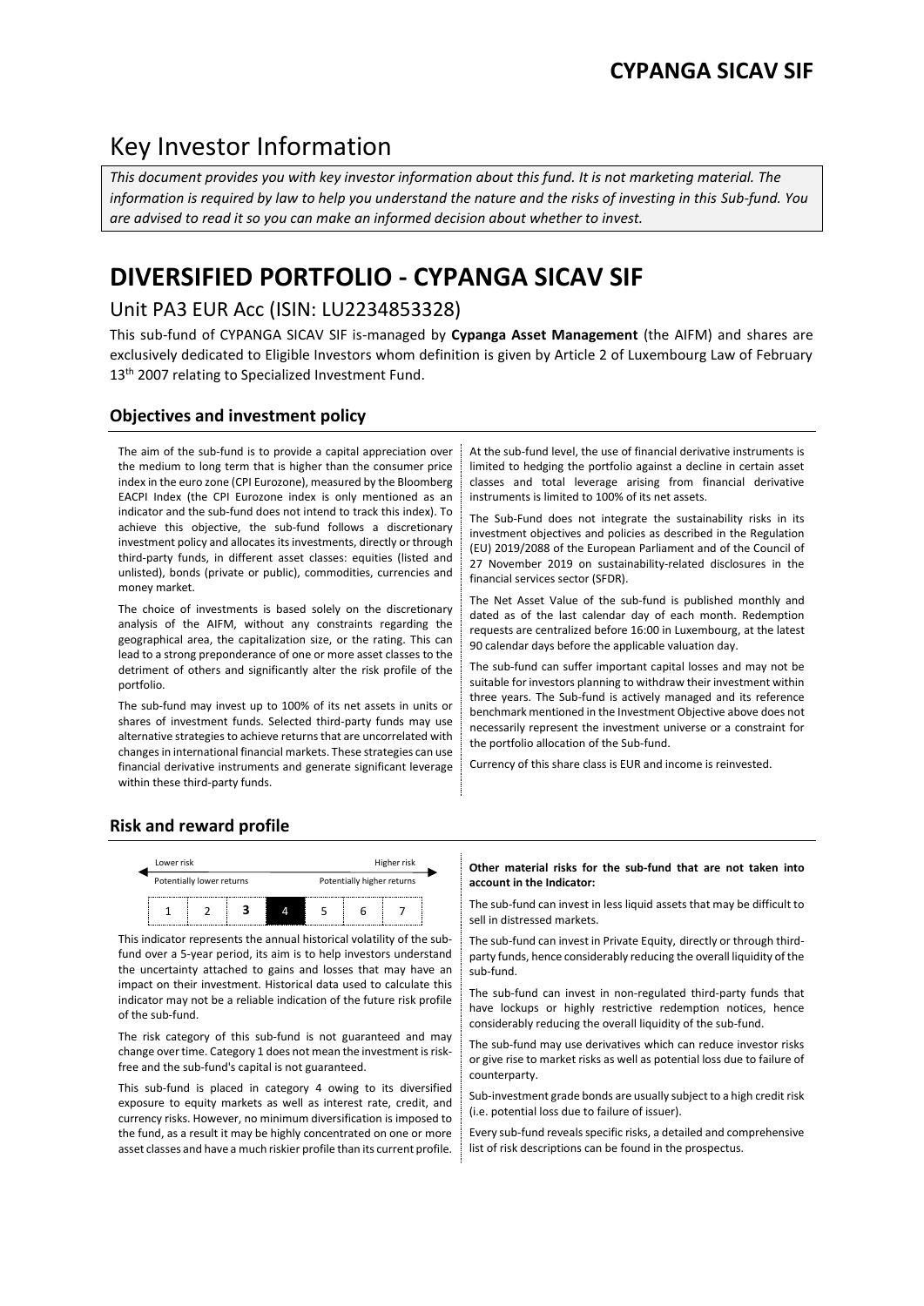# CYPANGA SICAV SIF

## Key Investor Information

*This document provides you with key investor information about this fund. It is not marketing material. The information is required by law to help you understand the nature and the risks of investing in this Sub-fund. You are advised to read it so you can make an informed decision about whether to invest.*

# DIVERSIFIED PORTFOLIO - CYPANGA SICAV SIF

## Unit PA3 EUR Acc (ISIN: LU2234853328)

This sub-fund of CYPANGA SICAV SIF is-managed by **Cypanga Asset Management** (the AIFM) and shares are exclusively dedicated to Eligible Investors whom definition is given by Article 2 of Luxembourg Law of February 13th 2007 relating to Specialized Investment Fund.

### Objectives and investment policy

The aim of the sub-fund is to provide a capital appreciation over the medium to long term that is higher than the consumer price index in the euro zone (CPI Eurozone), measured by the Bloomberg EACPI Index (the CPI Eurozone index is only mentioned as an indicator and the sub-fund does not intend to track this index). To achieve this objective, the sub-fund follows a discretionary investment policy and allocates its investments, directly or through third-party funds, in different asset classes: equities (listed and unlisted), bonds (private or public), commodities, currencies and money market.

The choice of investments is based solely on the discretionary analysis of the AIFM, without any constraints regarding the geographical area, the capitalization size, or the rating. This can lead to a strong preponderance of one or more asset classes to the detriment of others and significantly alter the risk profile of the portfolio.

The sub-fund may invest up to 100% of its net assets in units or shares of investment funds. Selected third-party funds may use alternative strategies to achieve returns that are uncorrelated with changes in international financial markets. These strategies can use financial derivative instruments and generate significant leverage within these third-party funds.

At the sub-fund level, the use of financial derivative instruments is limited to hedging the portfolio against a decline in certain asset classes and total leverage arising from financial derivative instruments is limited to 100% of its net assets.

The Sub-Fund does not integrate the sustainability risks in its investment objectives and policies as described in the Regulation (EU) 2019/2088 of the European Parliament and of the Council of 27 November 2019 on sustainability-related disclosures in the financial services sector (SFDR).

The Net Asset Value of the sub-fund is published monthly and dated as of the last calendar day of each month. Redemption requests are centralized before 16:00 in Luxembourg, at the latest 90 calendar days before the applicable valuation day.

The sub-fund can suffer important capital losses and may not be suitable for investors planning to withdraw their investment within three years. The Sub-fund is actively managed and its reference benchmark mentioned in the Investment Objective above does not necessarily represent the investment universe or a constraint for the portfolio allocation of the Sub-fund.

Currency of this share class is EUR and income is reinvested.

### Risk and reward profile

Lower risk — Higher risk

Potentially lower returns — Potentially higher returns

| 1 | 2 | 3 | **4** | 5 | 6 | 7 |
|---|---|---|---|---|---|---|

This indicator represents the annual historical volatility of the sub-fund over a 5-year period, its aim is to help investors understand the uncertainty attached to gains and losses that may have an impact on their investment. Historical data used to calculate this indicator may not be a reliable indication of the future risk profile of the sub-fund.

The risk category of this sub-fund is not guaranteed and may change over time. Category 1 does not mean the investment is risk-free and the sub-fund's capital is not guaranteed.

This sub-fund is placed in category 4 owing to its diversified exposure to equity markets as well as interest rate, credit, and currency risks. However, no minimum diversification is imposed to the fund, as a result it may be highly concentrated on one or more asset classes and have a much riskier profile than its current profile.

**Other material risks for the sub-fund that are not taken into account in the Indicator:**

The sub-fund can invest in less liquid assets that may be difficult to sell in distressed markets.

The sub-fund can invest in Private Equity, directly or through third-party funds, hence considerably reducing the overall liquidity of the sub-fund.

The sub-fund can invest in non-regulated third-party funds that have lockups or highly restrictive redemption notices, hence considerably reducing the overall liquidity of the sub-fund.

The sub-fund may use derivatives which can reduce investor risks or give rise to market risks as well as potential loss due to failure of counterparty.

Sub-investment grade bonds are usually subject to a high credit risk (i.e. potential loss due to failure of issuer).

Every sub-fund reveals specific risks, a detailed and comprehensive list of risk descriptions can be found in the prospectus.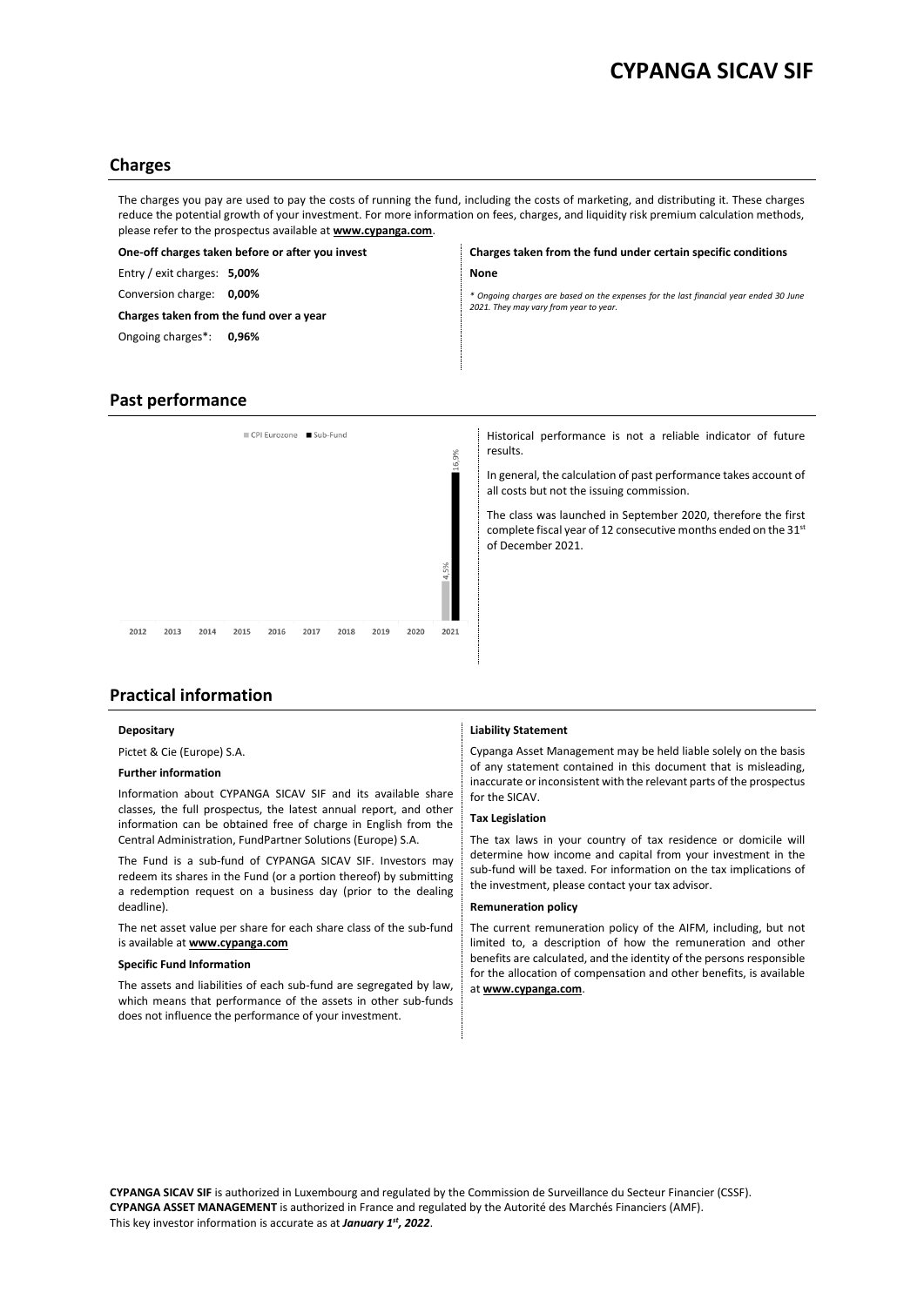# CYPANGA SICAV SIF

## Charges

The charges you pay are used to pay the costs of running the fund, including the costs of marketing, and distributing it. These charges reduce the potential growth of your investment. For more information on fees, charges, and liquidity risk premium calculation methods, please refer to the prospectus available at **www.cypanga.com**.

**One-off charges taken before or after you invest**

Entry / exit charges: **5,00%**

Conversion charge: **0,00%**

**Charges taken from the fund over a year**

Ongoing charges*: **0,96%**

**Charges taken from the fund under certain specific conditions**

**None**

*\* Ongoing charges are based on the expenses for the last financial year ended 30 June 2021. They may vary from year to year.*

## Past performance

CPI Eurozone ■ Sub-Fund

16,9%

4,5%

2012 2013 2014 2015 2016 2017 2018 2019 2020 2021

Historical performance is not a reliable indicator of future results.

In general, the calculation of past performance takes account of all costs but not the issuing commission.

The class was launched in September 2020, therefore the first complete fiscal year of 12 consecutive months ended on the 31st of December 2021.

## Practical information

**Depositary**

Pictet & Cie (Europe) S.A.

**Further information**

Information about CYPANGA SICAV SIF and its available share classes, the full prospectus, the latest annual report, and other information can be obtained free of charge in English from the Central Administration, FundPartner Solutions (Europe) S.A.

The Fund is a sub-fund of CYPANGA SICAV SIF. Investors may redeem its shares in the Fund (or a portion thereof) by submitting a redemption request on a business day (prior to the dealing deadline).

The net asset value per share for each share class of the sub-fund is available at **www.cypanga.com**

**Specific Fund Information**

The assets and liabilities of each sub-fund are segregated by law, which means that performance of the assets in other sub-funds does not influence the performance of your investment.

**Liability Statement**

Cypanga Asset Management may be held liable solely on the basis of any statement contained in this document that is misleading, inaccurate or inconsistent with the relevant parts of the prospectus for the SICAV.

**Tax Legislation**

The tax laws in your country of tax residence or domicile will determine how income and capital from your investment in the sub-fund will be taxed. For information on the tax implications of the investment, please contact your tax advisor.

**Remuneration policy**

The current remuneration policy of the AIFM, including, but not limited to, a description of how the remuneration and other benefits are calculated, and the identity of the persons responsible for the allocation of compensation and other benefits, is available at **www.cypanga.com**.

**CYPANGA SICAV SIF** is authorized in Luxembourg and regulated by the Commission de Surveillance du Secteur Financier (CSSF).
**CYPANGA ASSET MANAGEMENT** is authorized in France and regulated by the Autorité des Marchés Financiers (AMF).
This key investor information is accurate as at ***January 1st, 2022***.